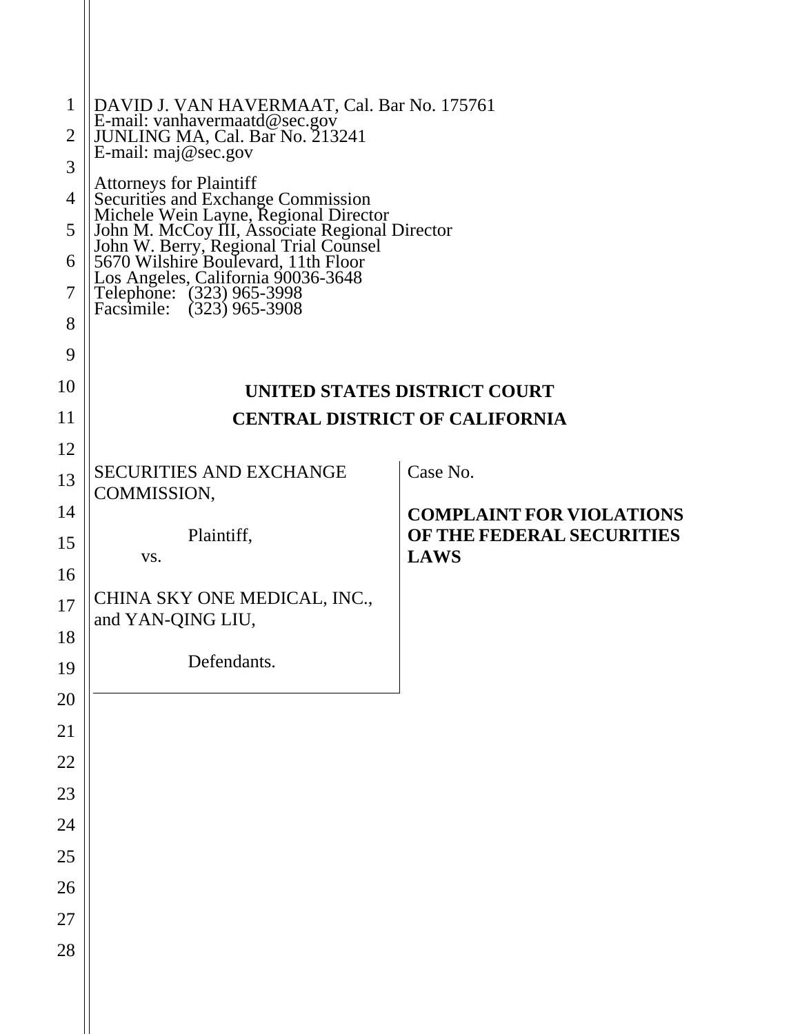DAVID J. VAN HAVERMAAT, Cal. Bar No. 175761
E-mail: vanhavermaatd@sec.gov
JUNLING MA, Cal. Bar No. 213241
E-mail: maj@sec.gov

Attorneys for Plaintiff
Securities and Exchange Commission
Michele Wein Layne, Regional Director
John M. McCoy III, Associate Regional Director
John W. Berry, Regional Trial Counsel
5670 Wilshire Boulevard, 11th Floor
Los Angeles, California 90036-3648
Telephone: (323) 965-3998
Facsimile: (323) 965-3908

**UNITED STATES DISTRICT COURT**

**CENTRAL DISTRICT OF CALIFORNIA**

| | |
|---|---|
| SECURITIES AND EXCHANGE COMMISSION,<br><br>Plaintiff,<br><br>vs.<br><br>CHINA SKY ONE MEDICAL, INC., and YAN-QING LIU,<br><br>Defendants. | Case No.<br><br>**COMPLAINT FOR VIOLATIONS OF THE FEDERAL SECURITIES LAWS** |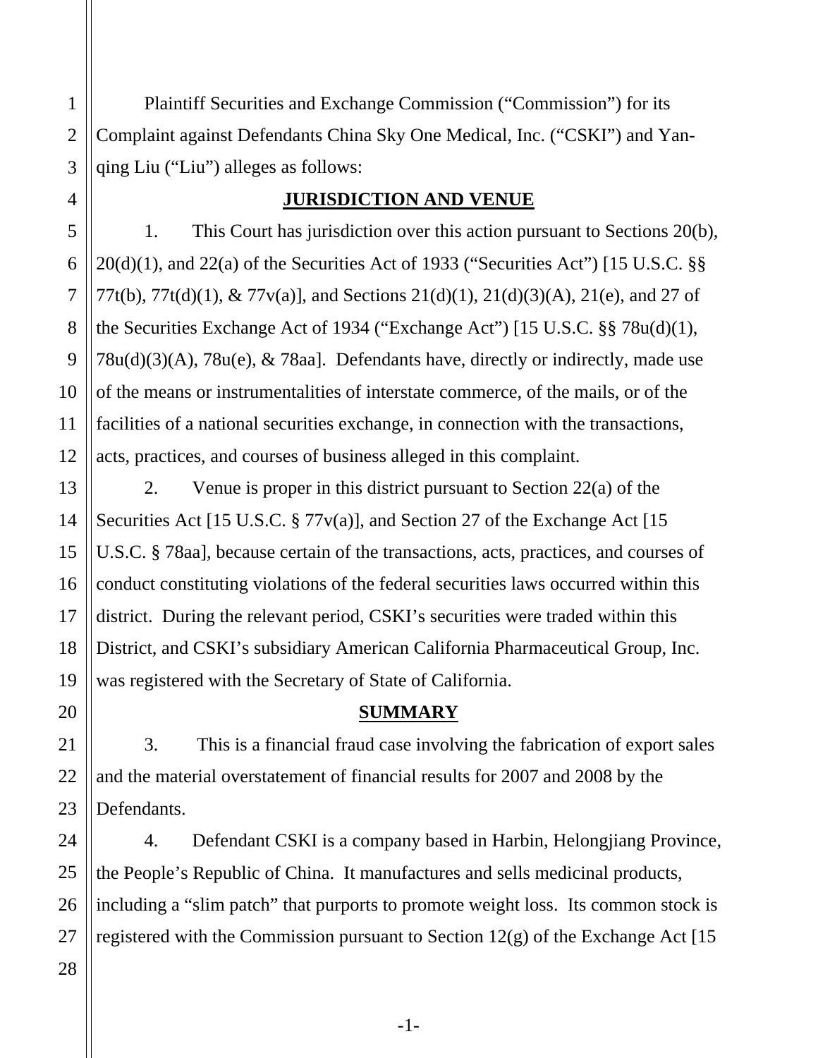Plaintiff Securities and Exchange Commission ("Commission") for its Complaint against Defendants China Sky One Medical, Inc. ("CSKI") and Yan-qing Liu ("Liu") alleges as follows:

## JURISDICTION AND VENUE

1. This Court has jurisdiction over this action pursuant to Sections 20(b), 20(d)(1), and 22(a) of the Securities Act of 1933 ("Securities Act") [15 U.S.C. §§ 77t(b), 77t(d)(1), & 77v(a)], and Sections 21(d)(1), 21(d)(3)(A), 21(e), and 27 of the Securities Exchange Act of 1934 ("Exchange Act") [15 U.S.C. §§ 78u(d)(1), 78u(d)(3)(A), 78u(e), & 78aa]. Defendants have, directly or indirectly, made use of the means or instrumentalities of interstate commerce, of the mails, or of the facilities of a national securities exchange, in connection with the transactions, acts, practices, and courses of business alleged in this complaint.

2. Venue is proper in this district pursuant to Section 22(a) of the Securities Act [15 U.S.C. § 77v(a)], and Section 27 of the Exchange Act [15 U.S.C. § 78aa], because certain of the transactions, acts, practices, and courses of conduct constituting violations of the federal securities laws occurred within this district. During the relevant period, CSKI's securities were traded within this District, and CSKI's subsidiary American California Pharmaceutical Group, Inc. was registered with the Secretary of State of California.

## SUMMARY

3. This is a financial fraud case involving the fabrication of export sales and the material overstatement of financial results for 2007 and 2008 by the Defendants.

4. Defendant CSKI is a company based in Harbin, Helongjiang Province, the People's Republic of China. It manufactures and sells medicinal products, including a "slim patch" that purports to promote weight loss. Its common stock is registered with the Commission pursuant to Section 12(g) of the Exchange Act [15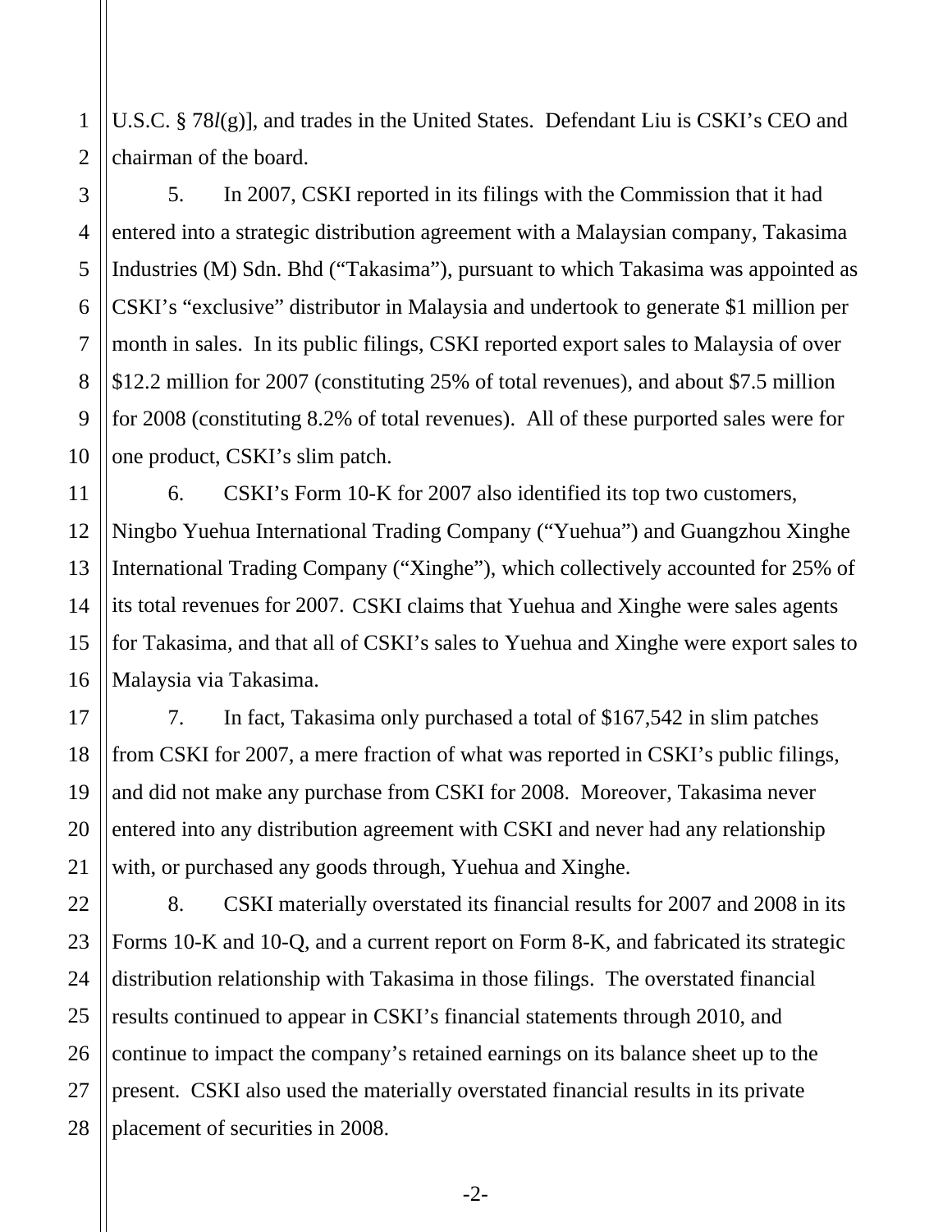U.S.C. § 78*l*(g)], and trades in the United States. Defendant Liu is CSKI's CEO and chairman of the board.

5. In 2007, CSKI reported in its filings with the Commission that it had entered into a strategic distribution agreement with a Malaysian company, Takasima Industries (M) Sdn. Bhd ("Takasima"), pursuant to which Takasima was appointed as CSKI's "exclusive" distributor in Malaysia and undertook to generate $1 million per month in sales. In its public filings, CSKI reported export sales to Malaysia of over $12.2 million for 2007 (constituting 25% of total revenues), and about $7.5 million for 2008 (constituting 8.2% of total revenues). All of these purported sales were for one product, CSKI's slim patch.

6. CSKI's Form 10-K for 2007 also identified its top two customers, Ningbo Yuehua International Trading Company ("Yuehua") and Guangzhou Xinghe International Trading Company ("Xinghe"), which collectively accounted for 25% of its total revenues for 2007. CSKI claims that Yuehua and Xinghe were sales agents for Takasima, and that all of CSKI's sales to Yuehua and Xinghe were export sales to Malaysia via Takasima.

7. In fact, Takasima only purchased a total of $167,542 in slim patches from CSKI for 2007, a mere fraction of what was reported in CSKI's public filings, and did not make any purchase from CSKI for 2008. Moreover, Takasima never entered into any distribution agreement with CSKI and never had any relationship with, or purchased any goods through, Yuehua and Xinghe.

8. CSKI materially overstated its financial results for 2007 and 2008 in its Forms 10-K and 10-Q, and a current report on Form 8-K, and fabricated its strategic distribution relationship with Takasima in those filings. The overstated financial results continued to appear in CSKI's financial statements through 2010, and continue to impact the company's retained earnings on its balance sheet up to the present. CSKI also used the materially overstated financial results in its private placement of securities in 2008.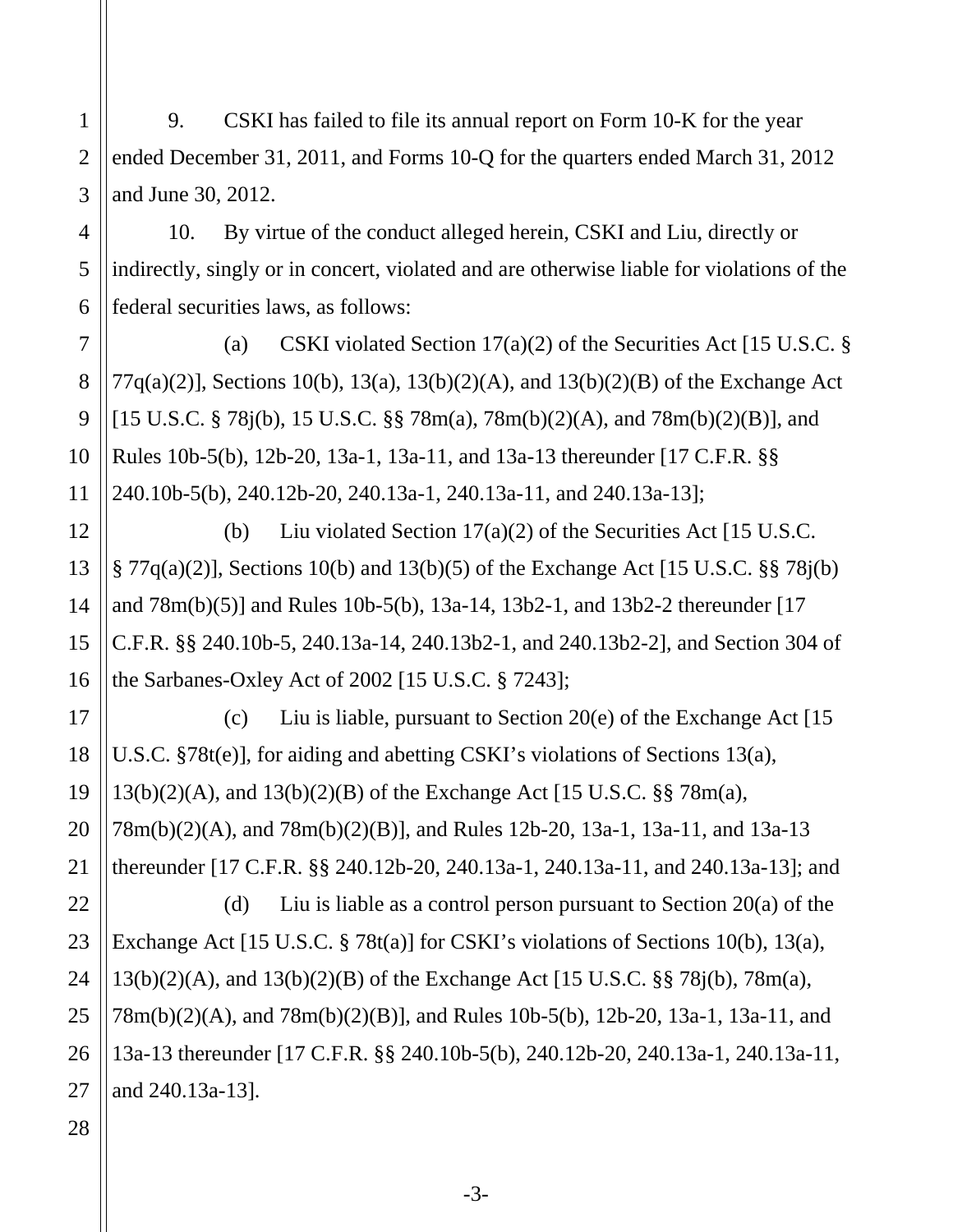9. CSKI has failed to file its annual report on Form 10-K for the year ended December 31, 2011, and Forms 10-Q for the quarters ended March 31, 2012 and June 30, 2012.

10. By virtue of the conduct alleged herein, CSKI and Liu, directly or indirectly, singly or in concert, violated and are otherwise liable for violations of the federal securities laws, as follows:

(a) CSKI violated Section 17(a)(2) of the Securities Act [15 U.S.C. § 77q(a)(2)], Sections 10(b), 13(a), 13(b)(2)(A), and 13(b)(2)(B) of the Exchange Act [15 U.S.C. § 78j(b), 15 U.S.C. §§ 78m(a), 78m(b)(2)(A), and 78m(b)(2)(B)], and Rules 10b-5(b), 12b-20, 13a-1, 13a-11, and 13a-13 thereunder [17 C.F.R. §§ 240.10b-5(b), 240.12b-20, 240.13a-1, 240.13a-11, and 240.13a-13];

(b) Liu violated Section 17(a)(2) of the Securities Act [15 U.S.C. § 77q(a)(2)], Sections 10(b) and 13(b)(5) of the Exchange Act [15 U.S.C. §§ 78j(b) and 78m(b)(5)] and Rules 10b-5(b), 13a-14, 13b2-1, and 13b2-2 thereunder [17 C.F.R. §§ 240.10b-5, 240.13a-14, 240.13b2-1, and 240.13b2-2], and Section 304 of the Sarbanes-Oxley Act of 2002 [15 U.S.C. § 7243];

(c) Liu is liable, pursuant to Section 20(e) of the Exchange Act [15 U.S.C. §78t(e)], for aiding and abetting CSKI's violations of Sections 13(a), 13(b)(2)(A), and 13(b)(2)(B) of the Exchange Act [15 U.S.C. §§ 78m(a), 78m(b)(2)(A), and 78m(b)(2)(B)], and Rules 12b-20, 13a-1, 13a-11, and 13a-13 thereunder [17 C.F.R. §§ 240.12b-20, 240.13a-1, 240.13a-11, and 240.13a-13]; and

(d) Liu is liable as a control person pursuant to Section 20(a) of the Exchange Act [15 U.S.C. § 78t(a)] for CSKI's violations of Sections 10(b), 13(a), 13(b)(2)(A), and 13(b)(2)(B) of the Exchange Act [15 U.S.C. §§ 78j(b), 78m(a), 78m(b)(2)(A), and 78m(b)(2)(B)], and Rules 10b-5(b), 12b-20, 13a-1, 13a-11, and 13a-13 thereunder [17 C.F.R. §§ 240.10b-5(b), 240.12b-20, 240.13a-1, 240.13a-11, and 240.13a-13].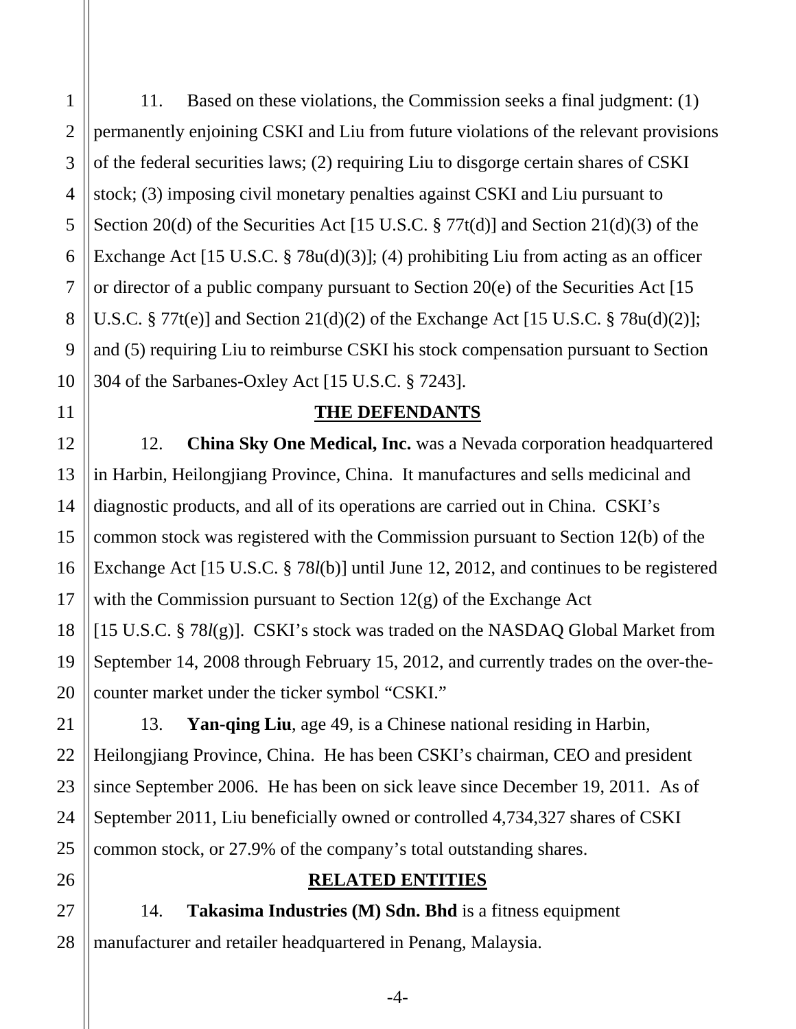11. Based on these violations, the Commission seeks a final judgment: (1) permanently enjoining CSKI and Liu from future violations of the relevant provisions of the federal securities laws; (2) requiring Liu to disgorge certain shares of CSKI stock; (3) imposing civil monetary penalties against CSKI and Liu pursuant to Section 20(d) of the Securities Act [15 U.S.C. § 77t(d)] and Section 21(d)(3) of the Exchange Act [15 U.S.C. § 78u(d)(3)]; (4) prohibiting Liu from acting as an officer or director of a public company pursuant to Section 20(e) of the Securities Act [15 U.S.C. § 77t(e)] and Section 21(d)(2) of the Exchange Act [15 U.S.C. § 78u(d)(2)]; and (5) requiring Liu to reimburse CSKI his stock compensation pursuant to Section 304 of the Sarbanes-Oxley Act [15 U.S.C. § 7243].

## THE DEFENDANTS

12. **China Sky One Medical, Inc.** was a Nevada corporation headquartered in Harbin, Heilongjiang Province, China. It manufactures and sells medicinal and diagnostic products, and all of its operations are carried out in China. CSKI's common stock was registered with the Commission pursuant to Section 12(b) of the Exchange Act [15 U.S.C. § 78*l*(b)] until June 12, 2012, and continues to be registered with the Commission pursuant to Section 12(g) of the Exchange Act [15 U.S.C. § 78*l*(g)]. CSKI's stock was traded on the NASDAQ Global Market from September 14, 2008 through February 15, 2012, and currently trades on the over-the-counter market under the ticker symbol "CSKI."

13. **Yan-qing Liu**, age 49, is a Chinese national residing in Harbin, Heilongjiang Province, China. He has been CSKI's chairman, CEO and president since September 2006. He has been on sick leave since December 19, 2011. As of September 2011, Liu beneficially owned or controlled 4,734,327 shares of CSKI common stock, or 27.9% of the company's total outstanding shares.

## RELATED ENTITIES

14. **Takasima Industries (M) Sdn. Bhd** is a fitness equipment manufacturer and retailer headquartered in Penang, Malaysia.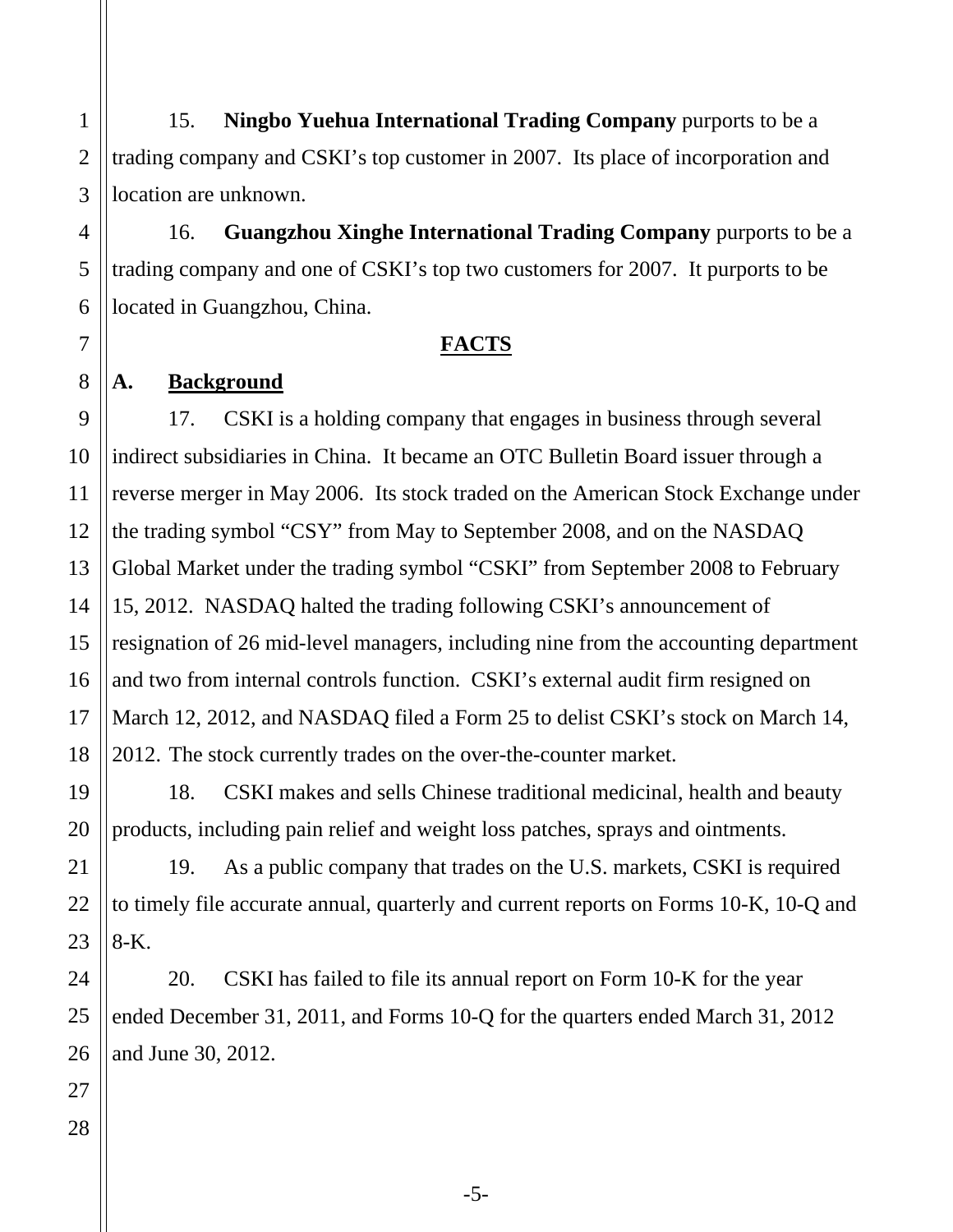15. **Ningbo Yuehua International Trading Company** purports to be a trading company and CSKI's top customer in 2007. Its place of incorporation and location are unknown.

16. **Guangzhou Xinghe International Trading Company** purports to be a trading company and one of CSKI's top two customers for 2007. It purports to be located in Guangzhou, China.

## FACTS

### A. Background

17. CSKI is a holding company that engages in business through several indirect subsidiaries in China. It became an OTC Bulletin Board issuer through a reverse merger in May 2006. Its stock traded on the American Stock Exchange under the trading symbol "CSY" from May to September 2008, and on the NASDAQ Global Market under the trading symbol "CSKI" from September 2008 to February 15, 2012. NASDAQ halted the trading following CSKI's announcement of resignation of 26 mid-level managers, including nine from the accounting department and two from internal controls function. CSKI's external audit firm resigned on March 12, 2012, and NASDAQ filed a Form 25 to delist CSKI's stock on March 14, 2012. The stock currently trades on the over-the-counter market.

18. CSKI makes and sells Chinese traditional medicinal, health and beauty products, including pain relief and weight loss patches, sprays and ointments.

19. As a public company that trades on the U.S. markets, CSKI is required to timely file accurate annual, quarterly and current reports on Forms 10-K, 10-Q and 8-K.

20. CSKI has failed to file its annual report on Form 10-K for the year ended December 31, 2011, and Forms 10-Q for the quarters ended March 31, 2012 and June 30, 2012.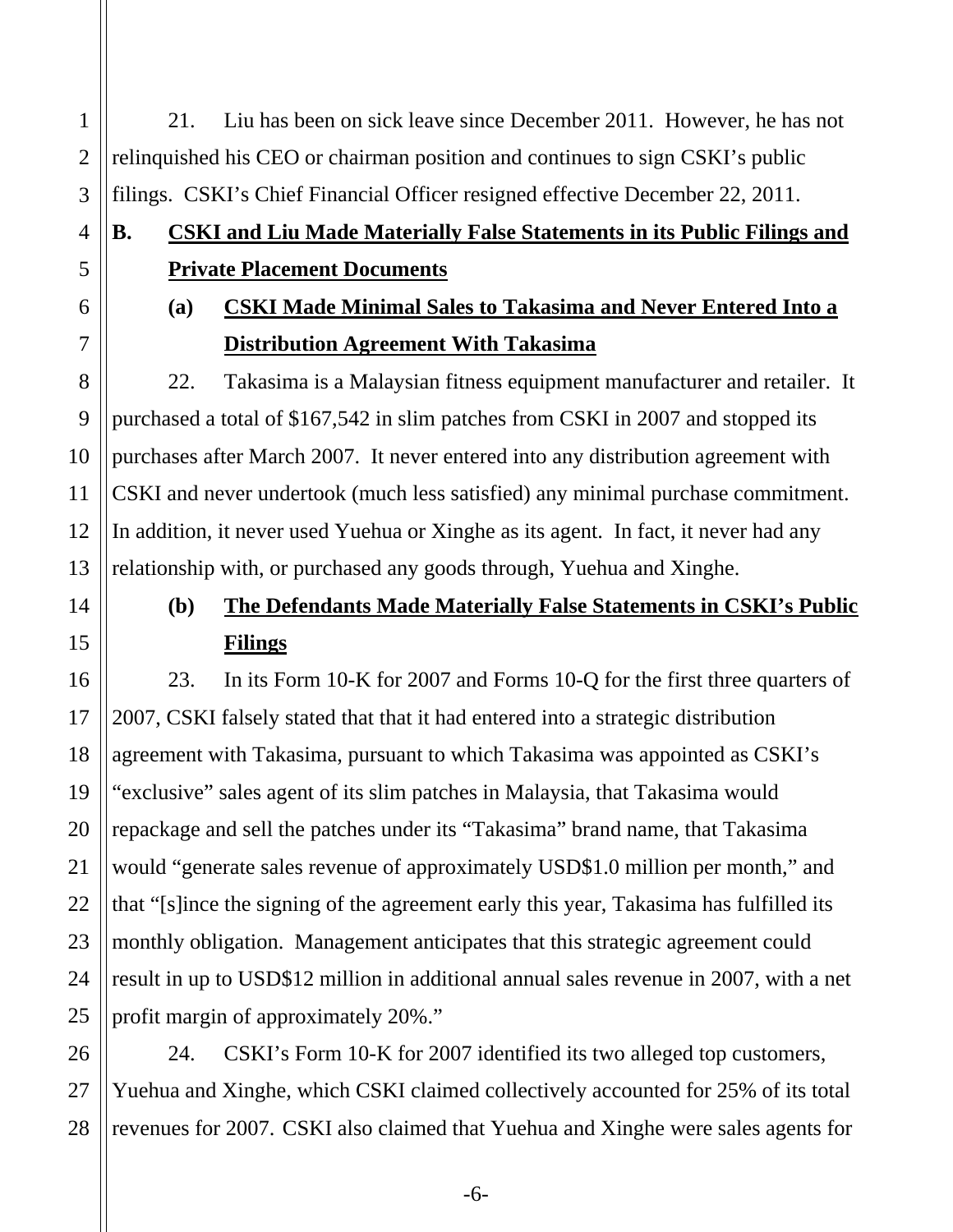21. Liu has been on sick leave since December 2011. However, he has not relinquished his CEO or chairman position and continues to sign CSKI's public filings. CSKI's Chief Financial Officer resigned effective December 22, 2011.

## B. <u>CSKI and Liu Made Materially False Statements in its Public Filings and Private Placement Documents</u>

### (a) <u>CSKI Made Minimal Sales to Takasima and Never Entered Into a Distribution Agreement With Takasima</u>

22. Takasima is a Malaysian fitness equipment manufacturer and retailer. It purchased a total of $167,542 in slim patches from CSKI in 2007 and stopped its purchases after March 2007. It never entered into any distribution agreement with CSKI and never undertook (much less satisfied) any minimal purchase commitment. In addition, it never used Yuehua or Xinghe as its agent. In fact, it never had any relationship with, or purchased any goods through, Yuehua and Xinghe.

### (b) <u>The Defendants Made Materially False Statements in CSKI's Public Filings</u>

23. In its Form 10-K for 2007 and Forms 10-Q for the first three quarters of 2007, CSKI falsely stated that that it had entered into a strategic distribution agreement with Takasima, pursuant to which Takasima was appointed as CSKI's "exclusive" sales agent of its slim patches in Malaysia, that Takasima would repackage and sell the patches under its "Takasima" brand name, that Takasima would "generate sales revenue of approximately USD$1.0 million per month," and that "[s]ince the signing of the agreement early this year, Takasima has fulfilled its monthly obligation. Management anticipates that this strategic agreement could result in up to USD$12 million in additional annual sales revenue in 2007, with a net profit margin of approximately 20%."

24. CSKI's Form 10-K for 2007 identified its two alleged top customers, Yuehua and Xinghe, which CSKI claimed collectively accounted for 25% of its total revenues for 2007. CSKI also claimed that Yuehua and Xinghe were sales agents for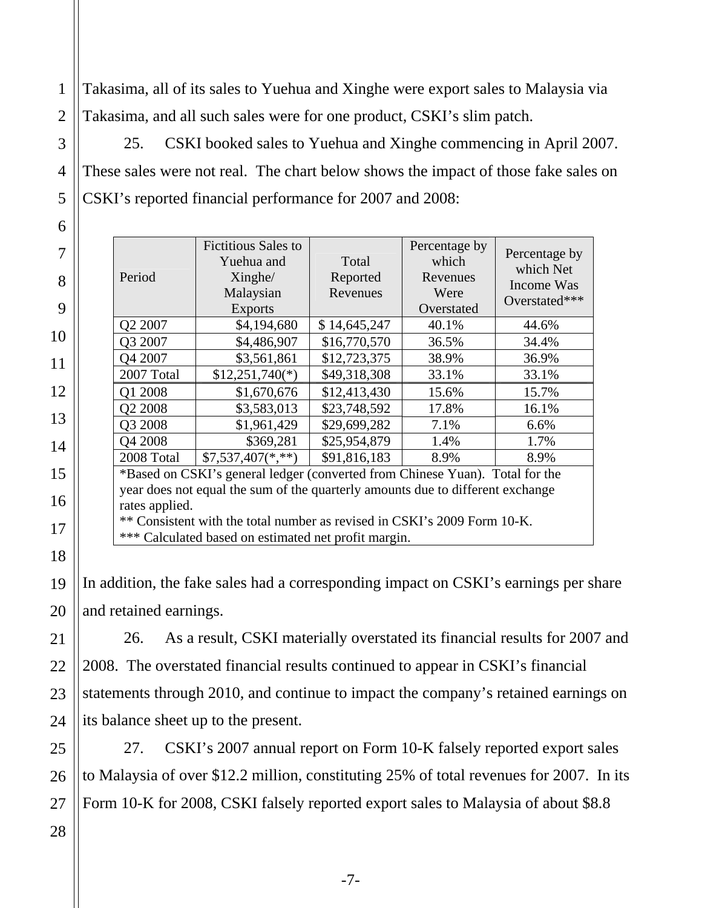Takasima, all of its sales to Yuehua and Xinghe were export sales to Malaysia via Takasima, and all such sales were for one product, CSKI's slim patch.

25. CSKI booked sales to Yuehua and Xinghe commencing in April 2007. These sales were not real. The chart below shows the impact of those fake sales on CSKI's reported financial performance for 2007 and 2008:

| Period | Fictitious Sales to Yuehua and Xinghe/ Malaysian Exports | Total Reported Revenues | Percentage by which Revenues Were Overstated | Percentage by which Net Income Was Overstated*** |
|---|---|---|---|---|
| Q2 2007 | $4,194,680 | $ 14,645,247 | 40.1% | 44.6% |
| Q3 2007 | $4,486,907 | $16,770,570 | 36.5% | 34.4% |
| Q4 2007 | $3,561,861 | $12,723,375 | 38.9% | 36.9% |
| 2007 Total | $12,251,740(*) | $49,318,308 | 33.1% | 33.1% |
| Q1 2008 | $1,670,676 | $12,413,430 | 15.6% | 15.7% |
| Q2 2008 | $3,583,013 | $23,748,592 | 17.8% | 16.1% |
| Q3 2008 | $1,961,429 | $29,699,282 | 7.1% | 6.6% |
| Q4 2008 | $369,281 | $25,954,879 | 1.4% | 1.7% |
| 2008 Total | $7,537,407(*,**) | $91,816,183 | 8.9% | 8.9% |

*Based on CSKI's general ledger (converted from Chinese Yuan). Total for the year does not equal the sum of the quarterly amounts due to different exchange rates applied.
** Consistent with the total number as revised in CSKI's 2009 Form 10-K.
*** Calculated based on estimated net profit margin.

In addition, the fake sales had a corresponding impact on CSKI's earnings per share and retained earnings.

26. As a result, CSKI materially overstated its financial results for 2007 and 2008. The overstated financial results continued to appear in CSKI's financial statements through 2010, and continue to impact the company's retained earnings on its balance sheet up to the present.

27. CSKI's 2007 annual report on Form 10-K falsely reported export sales to Malaysia of over $12.2 million, constituting 25% of total revenues for 2007. In its Form 10-K for 2008, CSKI falsely reported export sales to Malaysia of about $8.8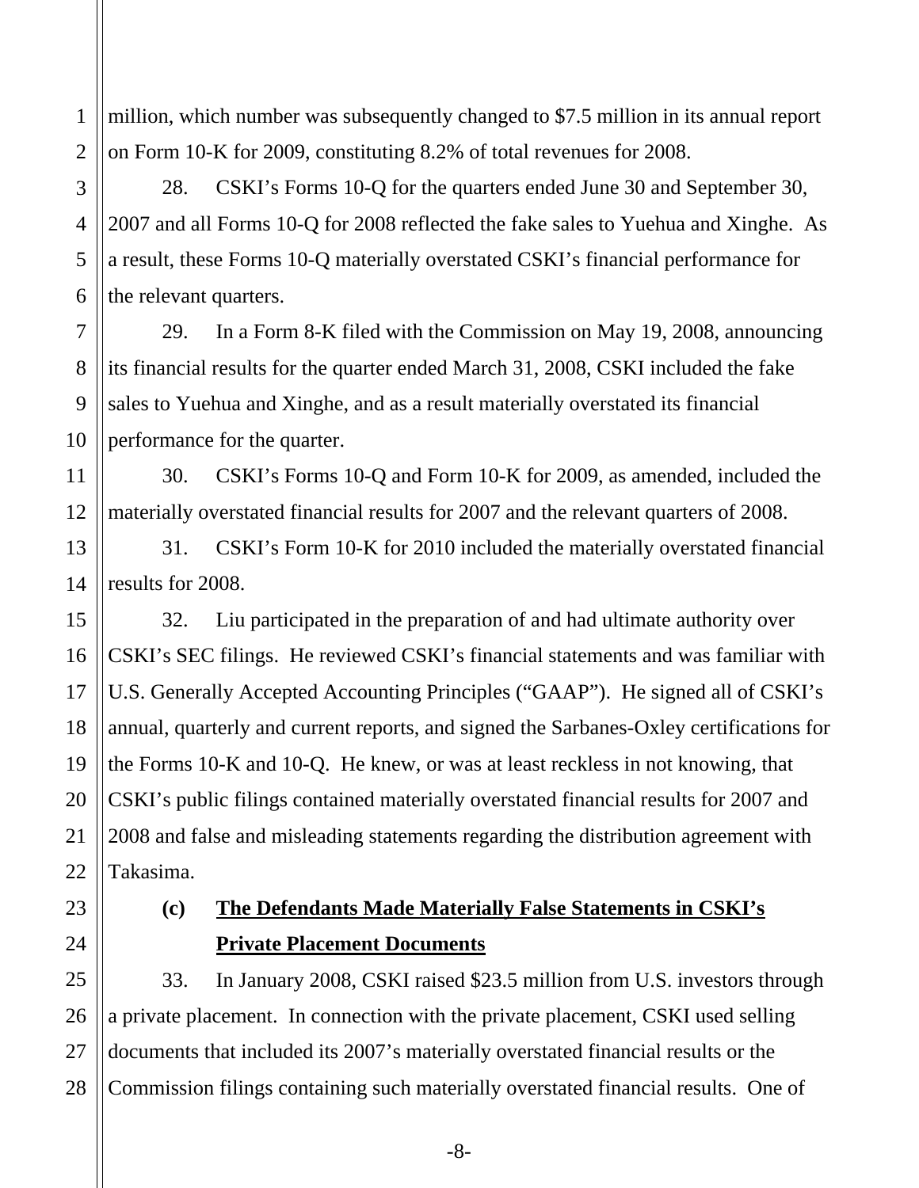million, which number was subsequently changed to $7.5 million in its annual report on Form 10-K for 2009, constituting 8.2% of total revenues for 2008.

28. CSKI's Forms 10-Q for the quarters ended June 30 and September 30, 2007 and all Forms 10-Q for 2008 reflected the fake sales to Yuehua and Xinghe. As a result, these Forms 10-Q materially overstated CSKI's financial performance for the relevant quarters.

29. In a Form 8-K filed with the Commission on May 19, 2008, announcing its financial results for the quarter ended March 31, 2008, CSKI included the fake sales to Yuehua and Xinghe, and as a result materially overstated its financial performance for the quarter.

30. CSKI's Forms 10-Q and Form 10-K for 2009, as amended, included the materially overstated financial results for 2007 and the relevant quarters of 2008.

31. CSKI's Form 10-K for 2010 included the materially overstated financial results for 2008.

32. Liu participated in the preparation of and had ultimate authority over CSKI's SEC filings. He reviewed CSKI's financial statements and was familiar with U.S. Generally Accepted Accounting Principles ("GAAP"). He signed all of CSKI's annual, quarterly and current reports, and signed the Sarbanes-Oxley certifications for the Forms 10-K and 10-Q. He knew, or was at least reckless in not knowing, that CSKI's public filings contained materially overstated financial results for 2007 and 2008 and false and misleading statements regarding the distribution agreement with Takasima.

### (c) <u>The Defendants Made Materially False Statements in CSKI's Private Placement Documents</u>

33. In January 2008, CSKI raised $23.5 million from U.S. investors through a private placement. In connection with the private placement, CSKI used selling documents that included its 2007's materially overstated financial results or the Commission filings containing such materially overstated financial results. One of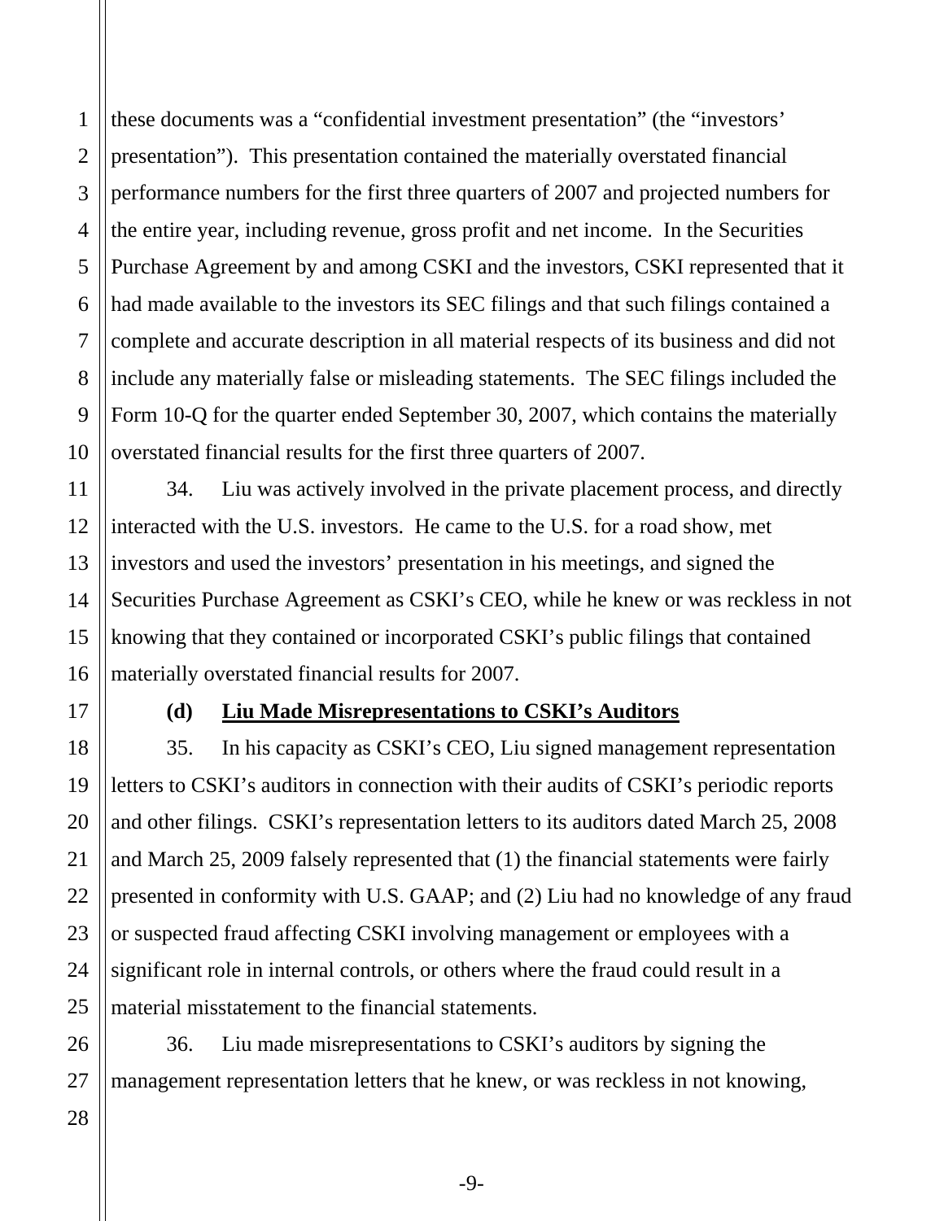these documents was a "confidential investment presentation" (the "investors' presentation"). This presentation contained the materially overstated financial performance numbers for the first three quarters of 2007 and projected numbers for the entire year, including revenue, gross profit and net income. In the Securities Purchase Agreement by and among CSKI and the investors, CSKI represented that it had made available to the investors its SEC filings and that such filings contained a complete and accurate description in all material respects of its business and did not include any materially false or misleading statements. The SEC filings included the Form 10-Q for the quarter ended September 30, 2007, which contains the materially overstated financial results for the first three quarters of 2007.

34. Liu was actively involved in the private placement process, and directly interacted with the U.S. investors. He came to the U.S. for a road show, met investors and used the investors' presentation in his meetings, and signed the Securities Purchase Agreement as CSKI's CEO, while he knew or was reckless in not knowing that they contained or incorporated CSKI's public filings that contained materially overstated financial results for 2007.

**(d) <u>Liu Made Misrepresentations to CSKI's Auditors</u>**

35. In his capacity as CSKI's CEO, Liu signed management representation letters to CSKI's auditors in connection with their audits of CSKI's periodic reports and other filings. CSKI's representation letters to its auditors dated March 25, 2008 and March 25, 2009 falsely represented that (1) the financial statements were fairly presented in conformity with U.S. GAAP; and (2) Liu had no knowledge of any fraud or suspected fraud affecting CSKI involving management or employees with a significant role in internal controls, or others where the fraud could result in a material misstatement to the financial statements.

36. Liu made misrepresentations to CSKI's auditors by signing the management representation letters that he knew, or was reckless in not knowing,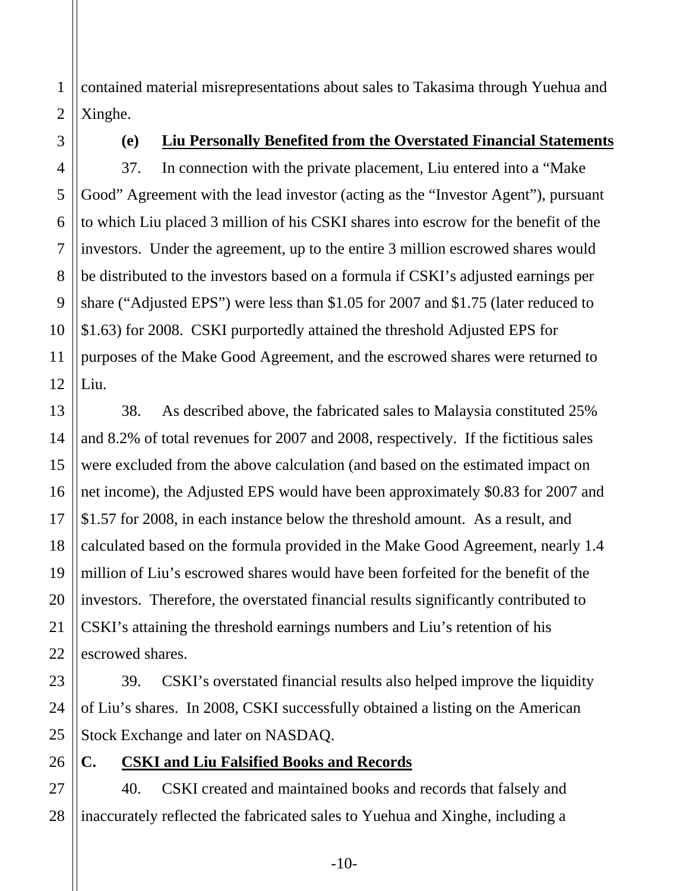contained material misrepresentations about sales to Takasima through Yuehua and Xinghe.

**(e) Liu Personally Benefited from the Overstated Financial Statements**

37. In connection with the private placement, Liu entered into a "Make Good" Agreement with the lead investor (acting as the "Investor Agent"), pursuant to which Liu placed 3 million of his CSKI shares into escrow for the benefit of the investors. Under the agreement, up to the entire 3 million escrowed shares would be distributed to the investors based on a formula if CSKI's adjusted earnings per share ("Adjusted EPS") were less than $1.05 for 2007 and $1.75 (later reduced to $1.63) for 2008. CSKI purportedly attained the threshold Adjusted EPS for purposes of the Make Good Agreement, and the escrowed shares were returned to Liu.

38. As described above, the fabricated sales to Malaysia constituted 25% and 8.2% of total revenues for 2007 and 2008, respectively. If the fictitious sales were excluded from the above calculation (and based on the estimated impact on net income), the Adjusted EPS would have been approximately $0.83 for 2007 and $1.57 for 2008, in each instance below the threshold amount. As a result, and calculated based on the formula provided in the Make Good Agreement, nearly 1.4 million of Liu's escrowed shares would have been forfeited for the benefit of the investors. Therefore, the overstated financial results significantly contributed to CSKI's attaining the threshold earnings numbers and Liu's retention of his escrowed shares.

39. CSKI's overstated financial results also helped improve the liquidity of Liu's shares. In 2008, CSKI successfully obtained a listing on the American Stock Exchange and later on NASDAQ.

## C. CSKI and Liu Falsified Books and Records

40. CSKI created and maintained books and records that falsely and inaccurately reflected the fabricated sales to Yuehua and Xinghe, including a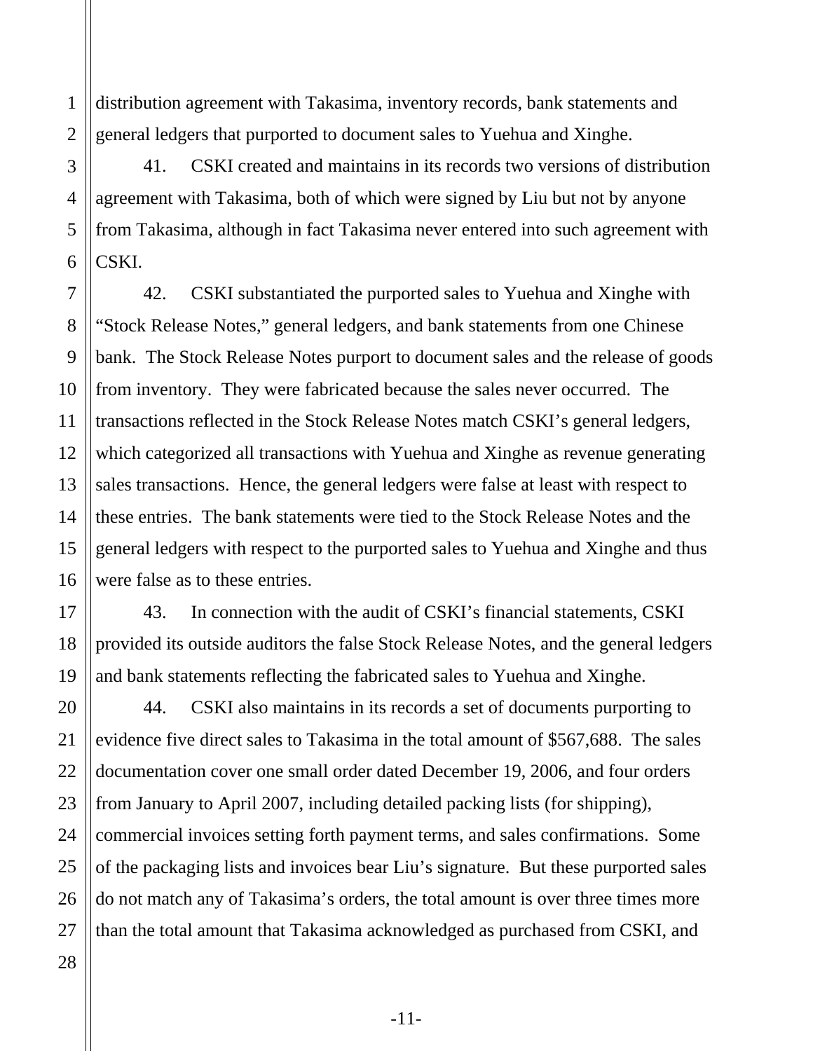distribution agreement with Takasima, inventory records, bank statements and general ledgers that purported to document sales to Yuehua and Xinghe.

41. CSKI created and maintains in its records two versions of distribution agreement with Takasima, both of which were signed by Liu but not by anyone from Takasima, although in fact Takasima never entered into such agreement with CSKI.

42. CSKI substantiated the purported sales to Yuehua and Xinghe with "Stock Release Notes," general ledgers, and bank statements from one Chinese bank. The Stock Release Notes purport to document sales and the release of goods from inventory. They were fabricated because the sales never occurred. The transactions reflected in the Stock Release Notes match CSKI's general ledgers, which categorized all transactions with Yuehua and Xinghe as revenue generating sales transactions. Hence, the general ledgers were false at least with respect to these entries. The bank statements were tied to the Stock Release Notes and the general ledgers with respect to the purported sales to Yuehua and Xinghe and thus were false as to these entries.

43. In connection with the audit of CSKI's financial statements, CSKI provided its outside auditors the false Stock Release Notes, and the general ledgers and bank statements reflecting the fabricated sales to Yuehua and Xinghe.

44. CSKI also maintains in its records a set of documents purporting to evidence five direct sales to Takasima in the total amount of $567,688. The sales documentation cover one small order dated December 19, 2006, and four orders from January to April 2007, including detailed packing lists (for shipping), commercial invoices setting forth payment terms, and sales confirmations. Some of the packaging lists and invoices bear Liu's signature. But these purported sales do not match any of Takasima's orders, the total amount is over three times more than the total amount that Takasima acknowledged as purchased from CSKI, and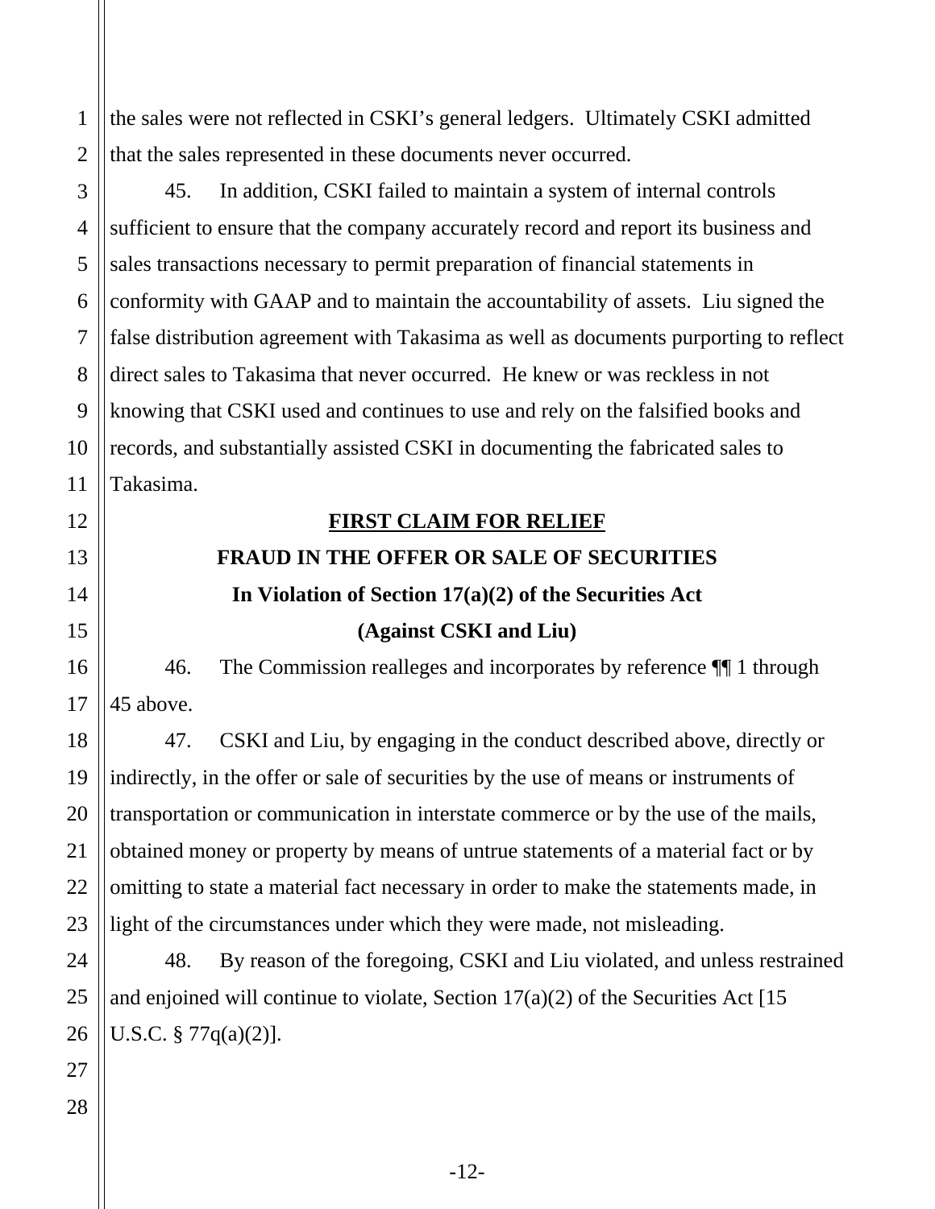the sales were not reflected in CSKI's general ledgers. Ultimately CSKI admitted that the sales represented in these documents never occurred.

45. In addition, CSKI failed to maintain a system of internal controls sufficient to ensure that the company accurately record and report its business and sales transactions necessary to permit preparation of financial statements in conformity with GAAP and to maintain the accountability of assets. Liu signed the false distribution agreement with Takasima as well as documents purporting to reflect direct sales to Takasima that never occurred. He knew or was reckless in not knowing that CSKI used and continues to use and rely on the falsified books and records, and substantially assisted CSKI in documenting the fabricated sales to Takasima.

**FIRST CLAIM FOR RELIEF**

**FRAUD IN THE OFFER OR SALE OF SECURITIES**

**In Violation of Section 17(a)(2) of the Securities Act**

**(Against CSKI and Liu)**

46. The Commission realleges and incorporates by reference ¶¶ 1 through 45 above.

47. CSKI and Liu, by engaging in the conduct described above, directly or indirectly, in the offer or sale of securities by the use of means or instruments of transportation or communication in interstate commerce or by the use of the mails, obtained money or property by means of untrue statements of a material fact or by omitting to state a material fact necessary in order to make the statements made, in light of the circumstances under which they were made, not misleading.

48. By reason of the foregoing, CSKI and Liu violated, and unless restrained and enjoined will continue to violate, Section 17(a)(2) of the Securities Act [15 U.S.C. § 77q(a)(2)].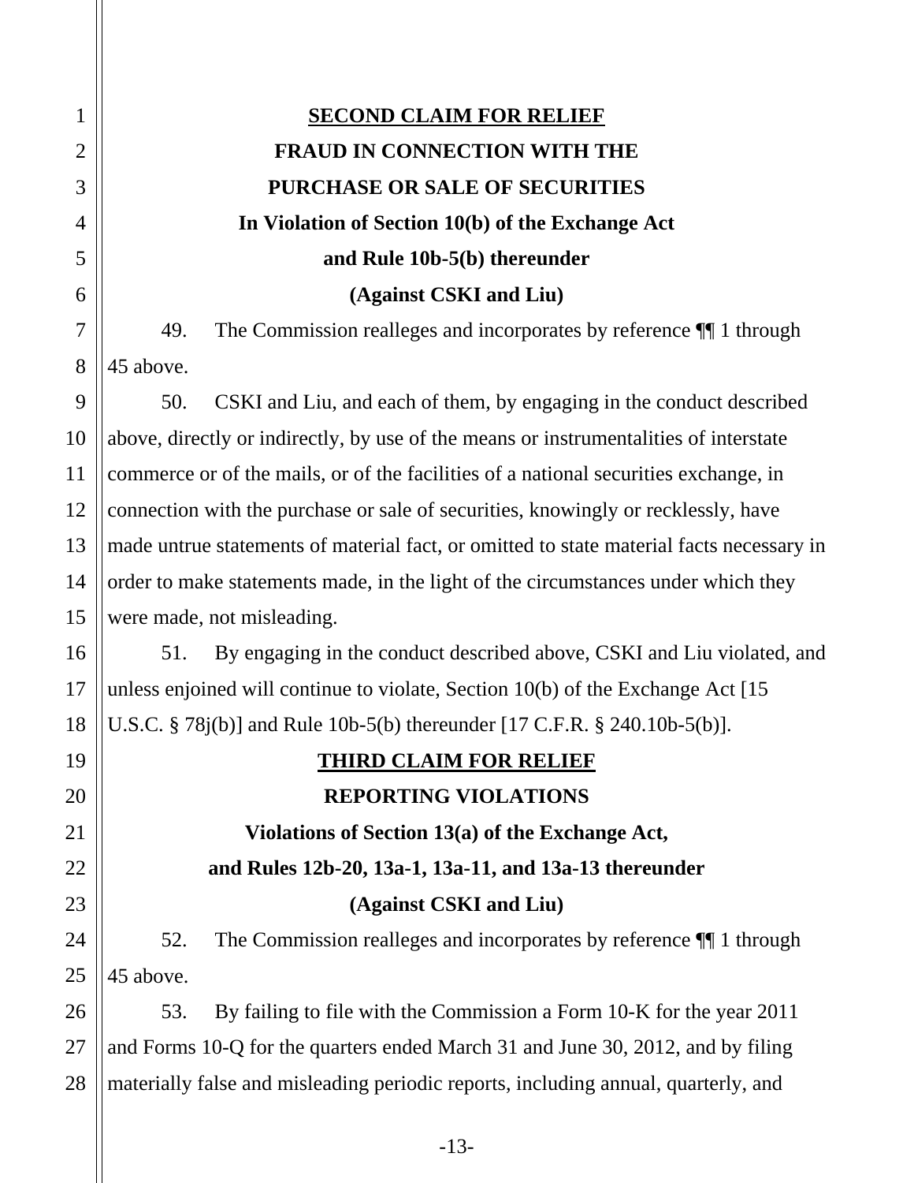**SECOND CLAIM FOR RELIEF**

**FRAUD IN CONNECTION WITH THE**

**PURCHASE OR SALE OF SECURITIES**

**In Violation of Section 10(b) of the Exchange Act**

**and Rule 10b-5(b) thereunder**

**(Against CSKI and Liu)**

49. The Commission realleges and incorporates by reference ¶¶ 1 through 45 above.

50. CSKI and Liu, and each of them, by engaging in the conduct described above, directly or indirectly, by use of the means or instrumentalities of interstate commerce or of the mails, or of the facilities of a national securities exchange, in connection with the purchase or sale of securities, knowingly or recklessly, have made untrue statements of material fact, or omitted to state material facts necessary in order to make statements made, in the light of the circumstances under which they were made, not misleading.

51. By engaging in the conduct described above, CSKI and Liu violated, and unless enjoined will continue to violate, Section 10(b) of the Exchange Act [15 U.S.C. § 78j(b)] and Rule 10b-5(b) thereunder [17 C.F.R. § 240.10b-5(b)].

**THIRD CLAIM FOR RELIEF**

**REPORTING VIOLATIONS**

**Violations of Section 13(a) of the Exchange Act,**

**and Rules 12b-20, 13a-1, 13a-11, and 13a-13 thereunder**

**(Against CSKI and Liu)**

52. The Commission realleges and incorporates by reference ¶¶ 1 through 45 above.

53. By failing to file with the Commission a Form 10-K for the year 2011 and Forms 10-Q for the quarters ended March 31 and June 30, 2012, and by filing materially false and misleading periodic reports, including annual, quarterly, and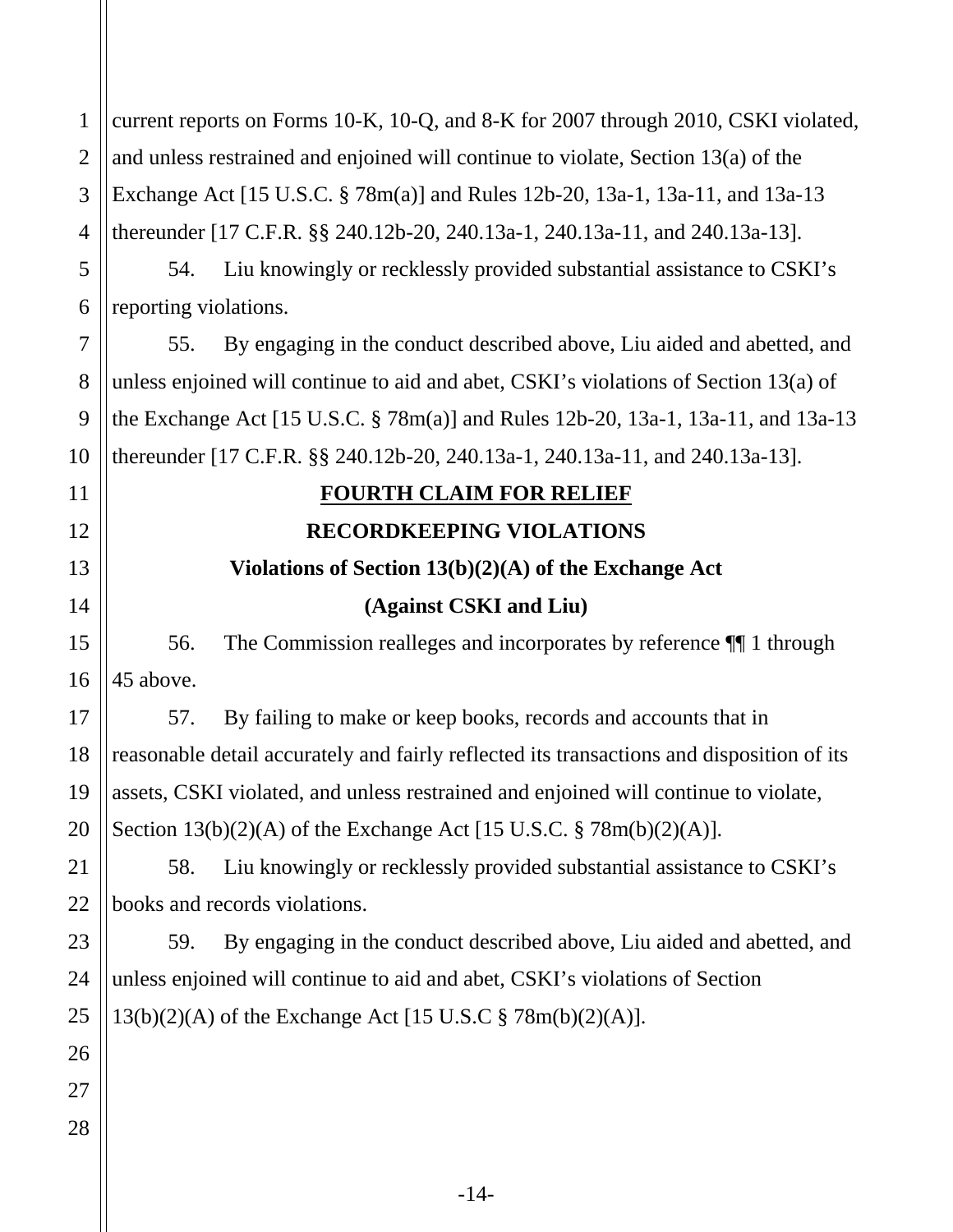current reports on Forms 10-K, 10-Q, and 8-K for 2007 through 2010, CSKI violated, and unless restrained and enjoined will continue to violate, Section 13(a) of the Exchange Act [15 U.S.C. § 78m(a)] and Rules 12b-20, 13a-1, 13a-11, and 13a-13 thereunder [17 C.F.R. §§ 240.12b-20, 240.13a-1, 240.13a-11, and 240.13a-13].

54. Liu knowingly or recklessly provided substantial assistance to CSKI's reporting violations.

55. By engaging in the conduct described above, Liu aided and abetted, and unless enjoined will continue to aid and abet, CSKI's violations of Section 13(a) of the Exchange Act [15 U.S.C. § 78m(a)] and Rules 12b-20, 13a-1, 13a-11, and 13a-13 thereunder [17 C.F.R. §§ 240.12b-20, 240.13a-1, 240.13a-11, and 240.13a-13].

**FOURTH CLAIM FOR RELIEF**

**RECORDKEEPING VIOLATIONS**

**Violations of Section 13(b)(2)(A) of the Exchange Act**

**(Against CSKI and Liu)**

56. The Commission realleges and incorporates by reference ¶¶ 1 through 45 above.

57. By failing to make or keep books, records and accounts that in reasonable detail accurately and fairly reflected its transactions and disposition of its assets, CSKI violated, and unless restrained and enjoined will continue to violate, Section 13(b)(2)(A) of the Exchange Act [15 U.S.C. § 78m(b)(2)(A)].

58. Liu knowingly or recklessly provided substantial assistance to CSKI's books and records violations.

59. By engaging in the conduct described above, Liu aided and abetted, and unless enjoined will continue to aid and abet, CSKI's violations of Section 13(b)(2)(A) of the Exchange Act [15 U.S.C § 78m(b)(2)(A)].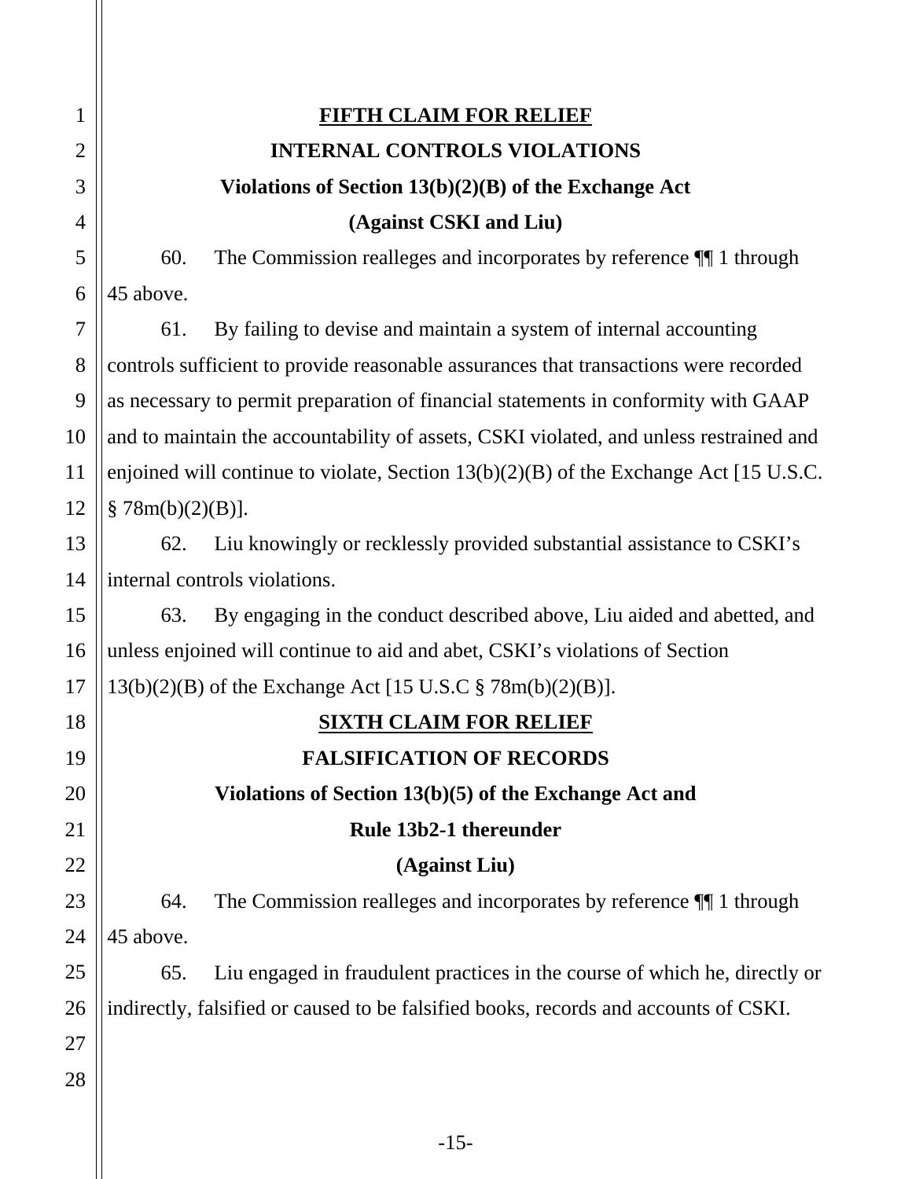**FIFTH CLAIM FOR RELIEF**

**INTERNAL CONTROLS VIOLATIONS**

**Violations of Section 13(b)(2)(B) of the Exchange Act**

**(Against CSKI and Liu)**

60. The Commission realleges and incorporates by reference ¶¶ 1 through 45 above.

61. By failing to devise and maintain a system of internal accounting controls sufficient to provide reasonable assurances that transactions were recorded as necessary to permit preparation of financial statements in conformity with GAAP and to maintain the accountability of assets, CSKI violated, and unless restrained and enjoined will continue to violate, Section 13(b)(2)(B) of the Exchange Act [15 U.S.C. § 78m(b)(2)(B)].

62. Liu knowingly or recklessly provided substantial assistance to CSKI's internal controls violations.

63. By engaging in the conduct described above, Liu aided and abetted, and unless enjoined will continue to aid and abet, CSKI's violations of Section 13(b)(2)(B) of the Exchange Act [15 U.S.C § 78m(b)(2)(B)].

**SIXTH CLAIM FOR RELIEF**

**FALSIFICATION OF RECORDS**

**Violations of Section 13(b)(5) of the Exchange Act and Rule 13b2-1 thereunder**

**(Against Liu)**

64. The Commission realleges and incorporates by reference ¶¶ 1 through 45 above.

65. Liu engaged in fraudulent practices in the course of which he, directly or indirectly, falsified or caused to be falsified books, records and accounts of CSKI.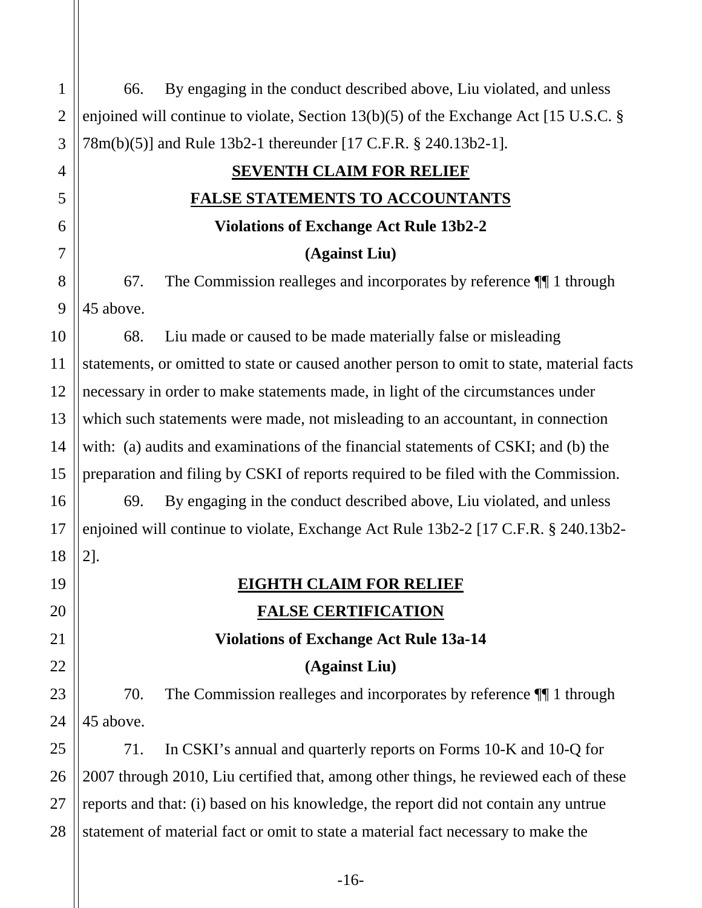66. By engaging in the conduct described above, Liu violated, and unless enjoined will continue to violate, Section 13(b)(5) of the Exchange Act [15 U.S.C. § 78m(b)(5)] and Rule 13b2-1 thereunder [17 C.F.R. § 240.13b2-1].

**SEVENTH CLAIM FOR RELIEF**

**FALSE STATEMENTS TO ACCOUNTANTS**

**Violations of Exchange Act Rule 13b2-2**

**(Against Liu)**

67. The Commission realleges and incorporates by reference ¶¶ 1 through 45 above.

68. Liu made or caused to be made materially false or misleading statements, or omitted to state or caused another person to omit to state, material facts necessary in order to make statements made, in light of the circumstances under which such statements were made, not misleading to an accountant, in connection with: (a) audits and examinations of the financial statements of CSKI; and (b) the preparation and filing by CSKI of reports required to be filed with the Commission.

69. By engaging in the conduct described above, Liu violated, and unless enjoined will continue to violate, Exchange Act Rule 13b2-2 [17 C.F.R. § 240.13b2-2].

**EIGHTH CLAIM FOR RELIEF**

**FALSE CERTIFICATION**

**Violations of Exchange Act Rule 13a-14**

**(Against Liu)**

70. The Commission realleges and incorporates by reference ¶¶ 1 through 45 above.

71. In CSKI's annual and quarterly reports on Forms 10-K and 10-Q for 2007 through 2010, Liu certified that, among other things, he reviewed each of these reports and that: (i) based on his knowledge, the report did not contain any untrue statement of material fact or omit to state a material fact necessary to make the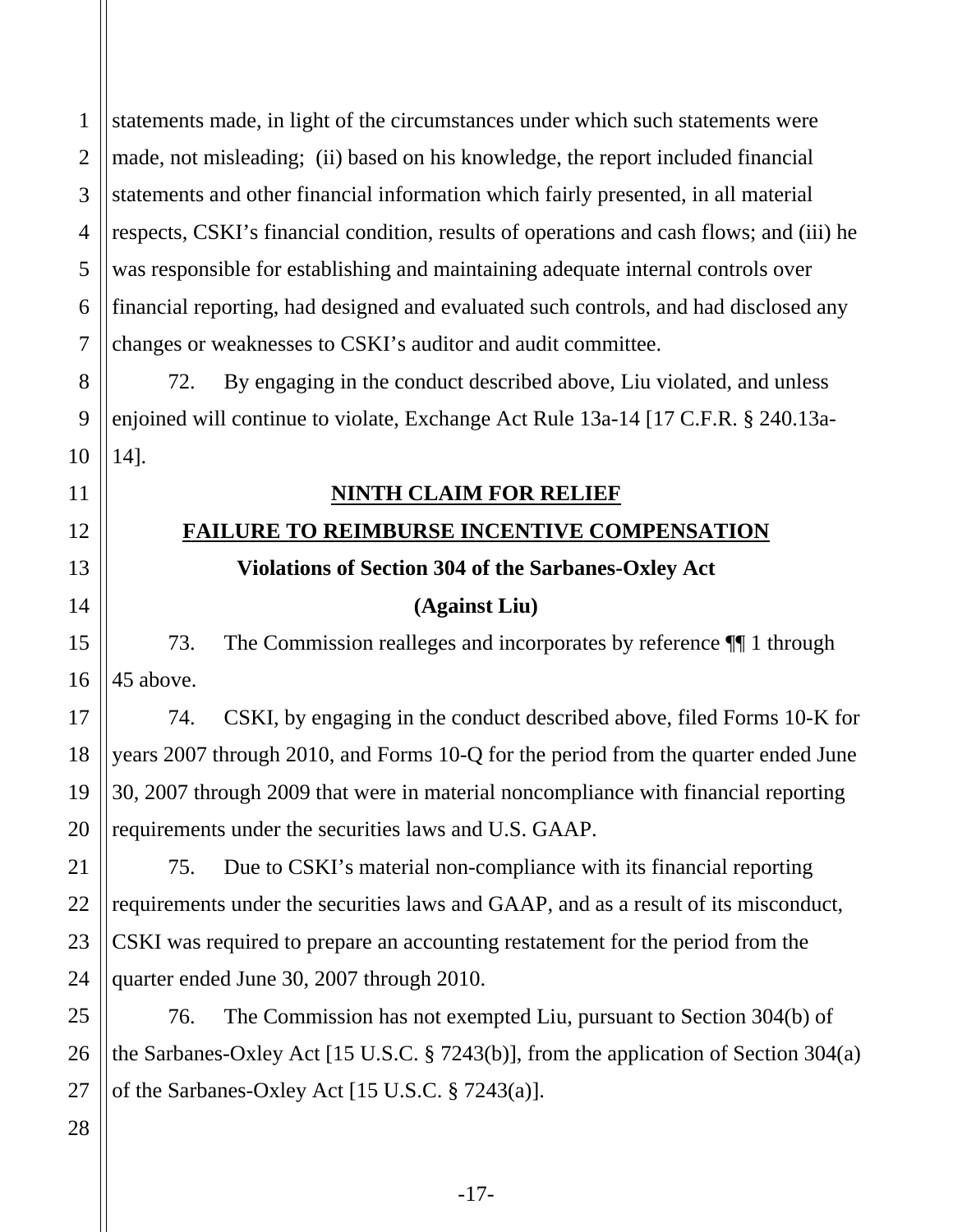statements made, in light of the circumstances under which such statements were made, not misleading; (ii) based on his knowledge, the report included financial statements and other financial information which fairly presented, in all material respects, CSKI's financial condition, results of operations and cash flows; and (iii) he was responsible for establishing and maintaining adequate internal controls over financial reporting, had designed and evaluated such controls, and had disclosed any changes or weaknesses to CSKI's auditor and audit committee.

72. By engaging in the conduct described above, Liu violated, and unless enjoined will continue to violate, Exchange Act Rule 13a-14 [17 C.F.R. § 240.13a-14].

**NINTH CLAIM FOR RELIEF**

**FAILURE TO REIMBURSE INCENTIVE COMPENSATION**

**Violations of Section 304 of the Sarbanes-Oxley Act**

**(Against Liu)**

73. The Commission realleges and incorporates by reference ¶¶ 1 through 45 above.

74. CSKI, by engaging in the conduct described above, filed Forms 10-K for years 2007 through 2010, and Forms 10-Q for the period from the quarter ended June 30, 2007 through 2009 that were in material noncompliance with financial reporting requirements under the securities laws and U.S. GAAP.

75. Due to CSKI's material non-compliance with its financial reporting requirements under the securities laws and GAAP, and as a result of its misconduct, CSKI was required to prepare an accounting restatement for the period from the quarter ended June 30, 2007 through 2010.

76. The Commission has not exempted Liu, pursuant to Section 304(b) of the Sarbanes-Oxley Act [15 U.S.C. § 7243(b)], from the application of Section 304(a) of the Sarbanes-Oxley Act [15 U.S.C. § 7243(a)].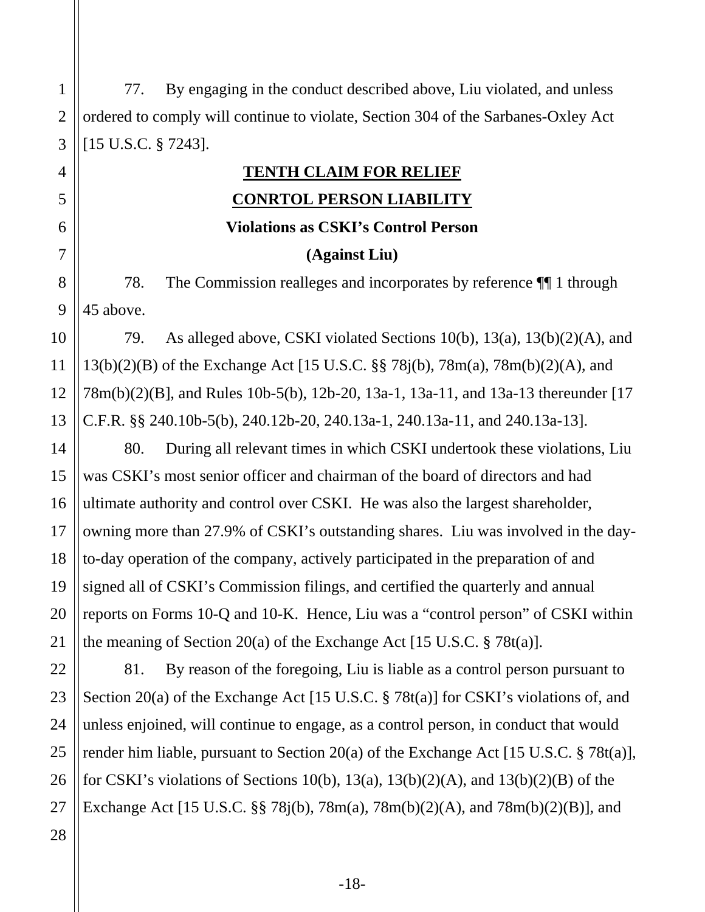77. By engaging in the conduct described above, Liu violated, and unless ordered to comply will continue to violate, Section 304 of the Sarbanes-Oxley Act [15 U.S.C. § 7243].

**TENTH CLAIM FOR RELIEF**

**CONRTOL PERSON LIABILITY**

**Violations as CSKI's Control Person**

**(Against Liu)**

78. The Commission realleges and incorporates by reference ¶¶ 1 through 45 above.

79. As alleged above, CSKI violated Sections 10(b), 13(a), 13(b)(2)(A), and 13(b)(2)(B) of the Exchange Act [15 U.S.C. §§ 78j(b), 78m(a), 78m(b)(2)(A), and 78m(b)(2)(B], and Rules 10b-5(b), 12b-20, 13a-1, 13a-11, and 13a-13 thereunder [17 C.F.R. §§ 240.10b-5(b), 240.12b-20, 240.13a-1, 240.13a-11, and 240.13a-13].

80. During all relevant times in which CSKI undertook these violations, Liu was CSKI's most senior officer and chairman of the board of directors and had ultimate authority and control over CSKI. He was also the largest shareholder, owning more than 27.9% of CSKI's outstanding shares. Liu was involved in the day-to-day operation of the company, actively participated in the preparation of and signed all of CSKI's Commission filings, and certified the quarterly and annual reports on Forms 10-Q and 10-K. Hence, Liu was a "control person" of CSKI within the meaning of Section 20(a) of the Exchange Act [15 U.S.C. § 78t(a)].

81. By reason of the foregoing, Liu is liable as a control person pursuant to Section 20(a) of the Exchange Act [15 U.S.C. § 78t(a)] for CSKI's violations of, and unless enjoined, will continue to engage, as a control person, in conduct that would render him liable, pursuant to Section 20(a) of the Exchange Act [15 U.S.C. § 78t(a)], for CSKI's violations of Sections 10(b), 13(a), 13(b)(2)(A), and 13(b)(2)(B) of the Exchange Act [15 U.S.C. §§ 78j(b), 78m(a), 78m(b)(2)(A), and 78m(b)(2)(B)], and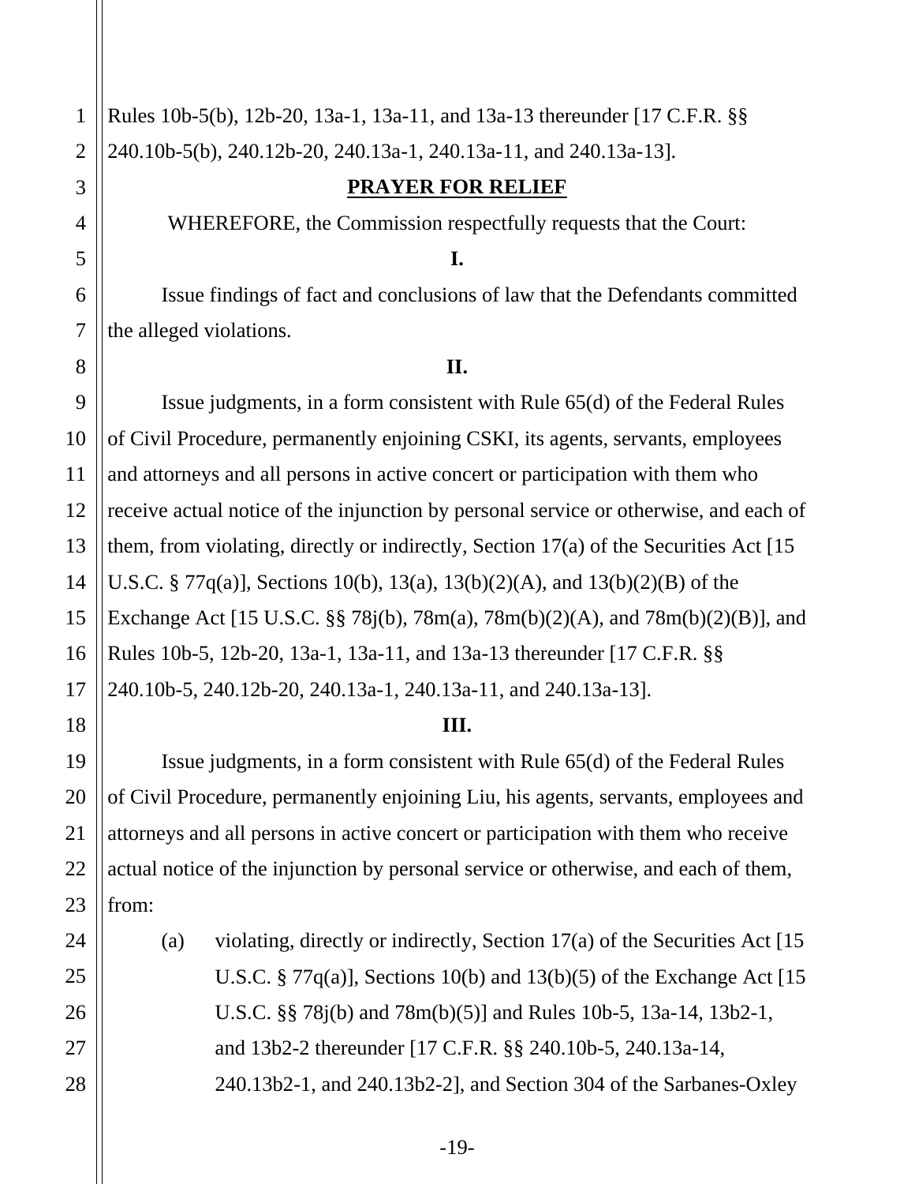Rules 10b-5(b), 12b-20, 13a-1, 13a-11, and 13a-13 thereunder [17 C.F.R. §§ 240.10b-5(b), 240.12b-20, 240.13a-1, 240.13a-11, and 240.13a-13].

**PRAYER FOR RELIEF**

WHEREFORE, the Commission respectfully requests that the Court:

**I.**

Issue findings of fact and conclusions of law that the Defendants committed the alleged violations.

**II.**

Issue judgments, in a form consistent with Rule 65(d) of the Federal Rules of Civil Procedure, permanently enjoining CSKI, its agents, servants, employees and attorneys and all persons in active concert or participation with them who receive actual notice of the injunction by personal service or otherwise, and each of them, from violating, directly or indirectly, Section 17(a) of the Securities Act [15 U.S.C. § 77q(a)], Sections 10(b), 13(a), 13(b)(2)(A), and 13(b)(2)(B) of the Exchange Act [15 U.S.C. §§ 78j(b), 78m(a), 78m(b)(2)(A), and 78m(b)(2)(B)], and Rules 10b-5, 12b-20, 13a-1, 13a-11, and 13a-13 thereunder [17 C.F.R. §§ 240.10b-5, 240.12b-20, 240.13a-1, 240.13a-11, and 240.13a-13].

**III.**

Issue judgments, in a form consistent with Rule 65(d) of the Federal Rules of Civil Procedure, permanently enjoining Liu, his agents, servants, employees and attorneys and all persons in active concert or participation with them who receive actual notice of the injunction by personal service or otherwise, and each of them, from:

(a) violating, directly or indirectly, Section 17(a) of the Securities Act [15 U.S.C. § 77q(a)], Sections 10(b) and 13(b)(5) of the Exchange Act [15 U.S.C. §§ 78j(b) and 78m(b)(5)] and Rules 10b-5, 13a-14, 13b2-1, and 13b2-2 thereunder [17 C.F.R. §§ 240.10b-5, 240.13a-14, 240.13b2-1, and 240.13b2-2], and Section 304 of the Sarbanes-Oxley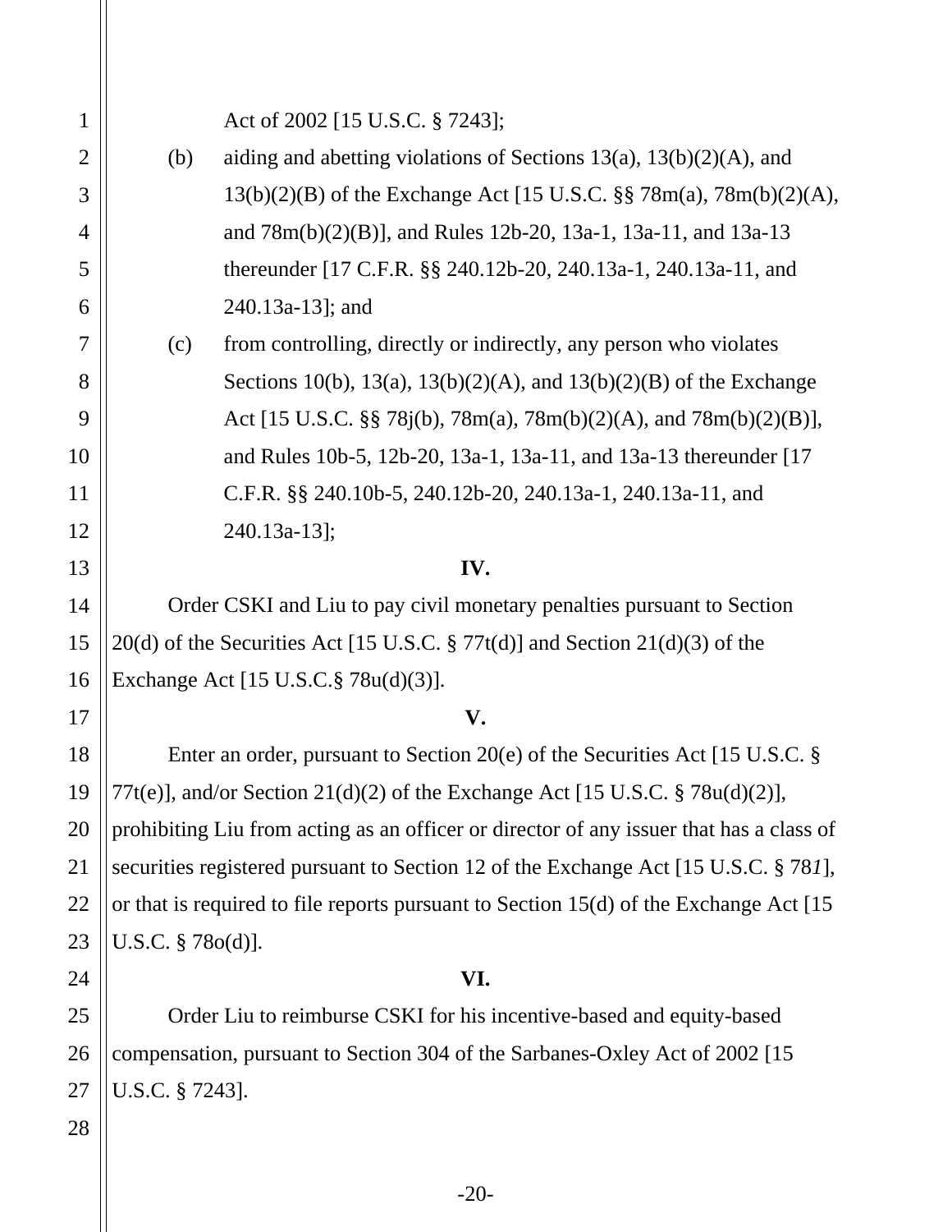Act of 2002 [15 U.S.C. § 7243];

(b) aiding and abetting violations of Sections 13(a), 13(b)(2)(A), and 13(b)(2)(B) of the Exchange Act [15 U.S.C. §§ 78m(a), 78m(b)(2)(A), and 78m(b)(2)(B)], and Rules 12b-20, 13a-1, 13a-11, and 13a-13 thereunder [17 C.F.R. §§ 240.12b-20, 240.13a-1, 240.13a-11, and 240.13a-13]; and

(c) from controlling, directly or indirectly, any person who violates Sections 10(b), 13(a), 13(b)(2)(A), and 13(b)(2)(B) of the Exchange Act [15 U.S.C. §§ 78j(b), 78m(a), 78m(b)(2)(A), and 78m(b)(2)(B)], and Rules 10b-5, 12b-20, 13a-1, 13a-11, and 13a-13 thereunder [17 C.F.R. §§ 240.10b-5, 240.12b-20, 240.13a-1, 240.13a-11, and 240.13a-13];

**IV.**

Order CSKI and Liu to pay civil monetary penalties pursuant to Section 20(d) of the Securities Act [15 U.S.C. § 77t(d)] and Section 21(d)(3) of the Exchange Act [15 U.S.C.§ 78u(d)(3)].

**V.**

Enter an order, pursuant to Section 20(e) of the Securities Act [15 U.S.C. § 77t(e)], and/or Section 21(d)(2) of the Exchange Act [15 U.S.C. § 78u(d)(2)], prohibiting Liu from acting as an officer or director of any issuer that has a class of securities registered pursuant to Section 12 of the Exchange Act [15 U.S.C. § 78*l*], or that is required to file reports pursuant to Section 15(d) of the Exchange Act [15 U.S.C. § 78o(d)].

**VI.**

Order Liu to reimburse CSKI for his incentive-based and equity-based compensation, pursuant to Section 304 of the Sarbanes-Oxley Act of 2002 [15 U.S.C. § 7243].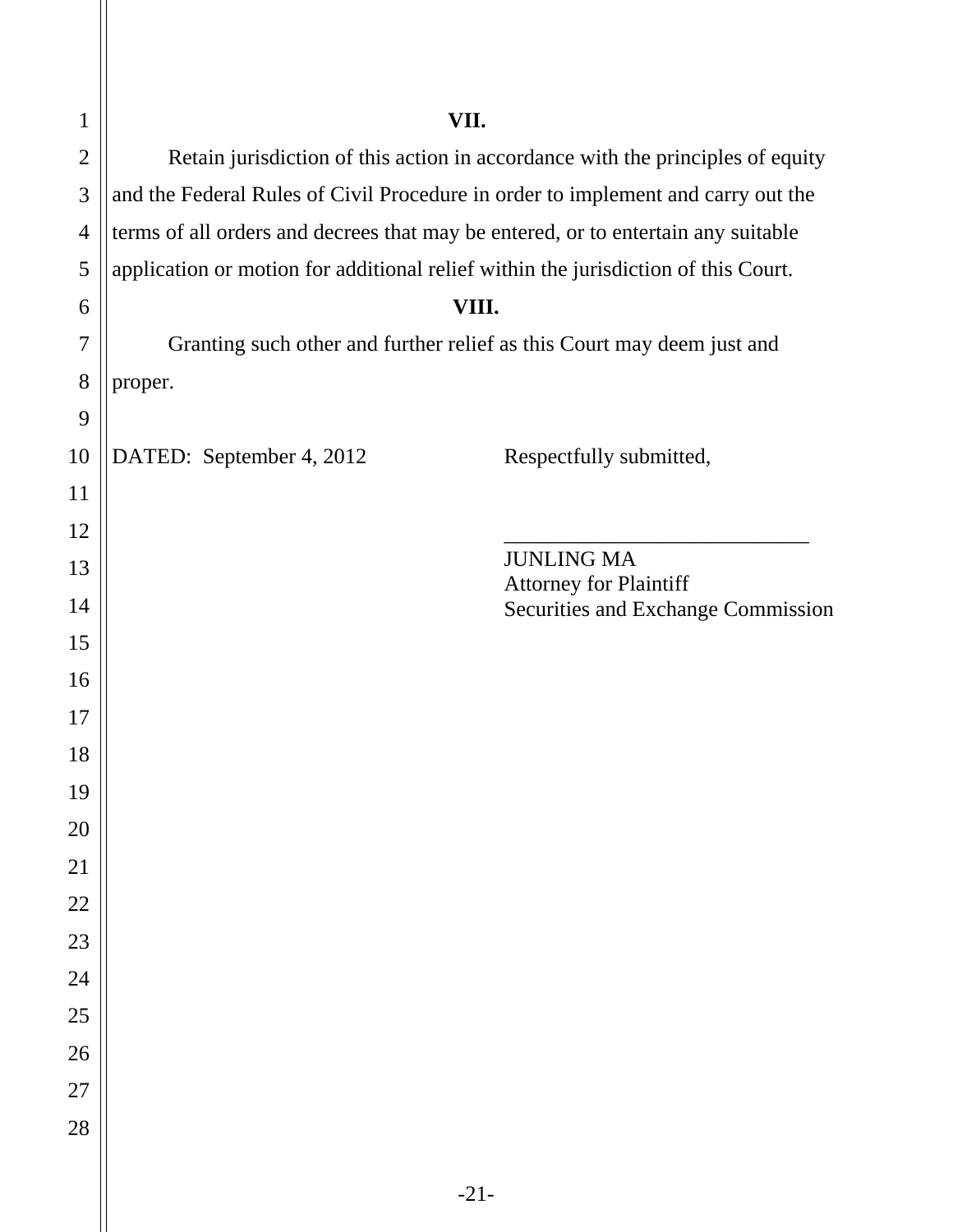**VII.**

Retain jurisdiction of this action in accordance with the principles of equity and the Federal Rules of Civil Procedure in order to implement and carry out the terms of all orders and decrees that may be entered, or to entertain any suitable application or motion for additional relief within the jurisdiction of this Court.

**VIII.**

Granting such other and further relief as this Court may deem just and proper.

DATED: September 4, 2012

Respectfully submitted,

\_\_\_\_\_\_\_\_\_\_\_\_\_\_\_\_\_\_\_\_\_\_\_\_\_\_\_\_\_\_

JUNLING MA
Attorney for Plaintiff
Securities and Exchange Commission